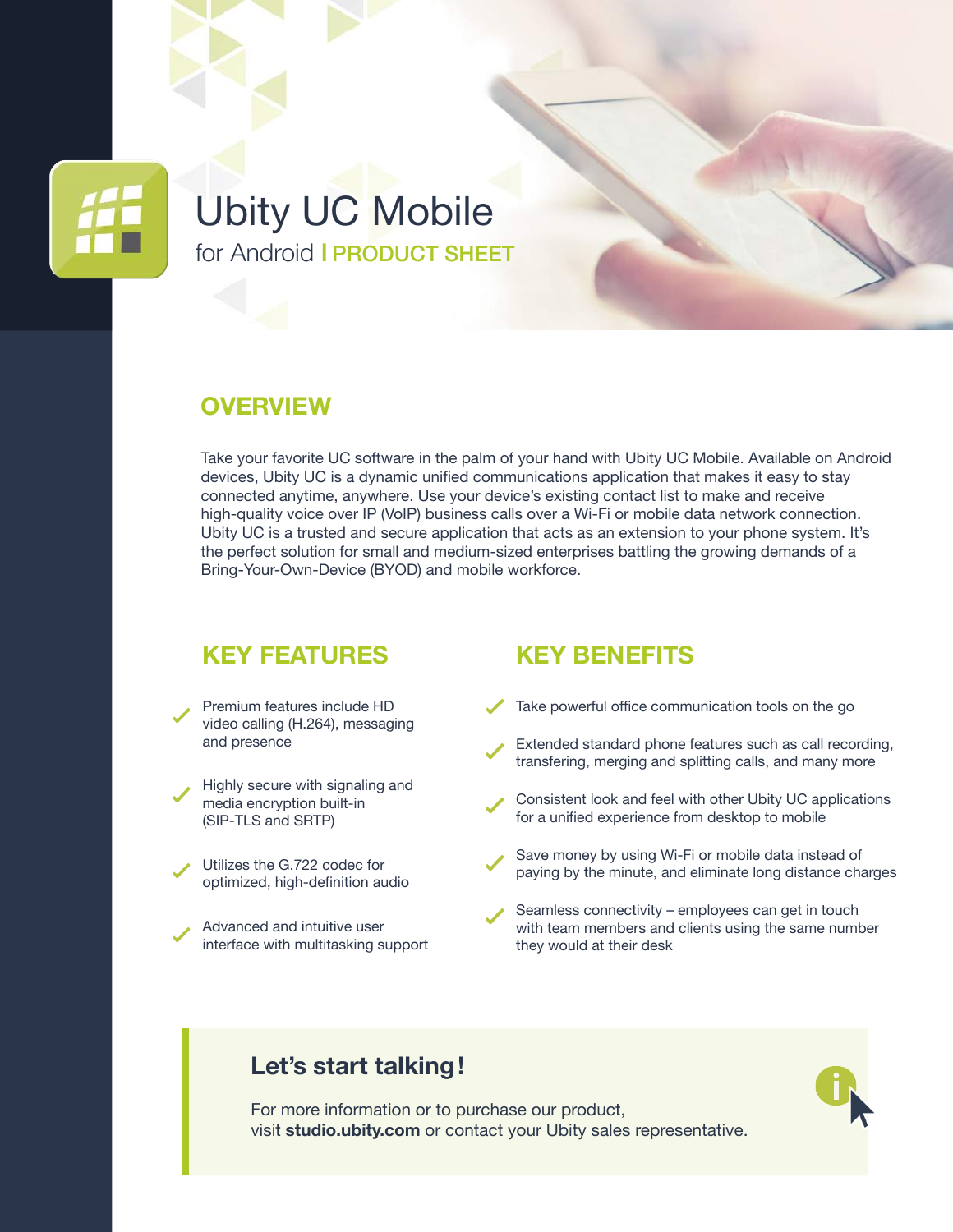# Ubity UC Mobile

for Android | PRODUCT SHEET

## OVERVIEW

Take your favorite UC software in the palm of your hand with Ubity UC Mobile. Available on Android devices, Ubity UC is a dynamic unified communications application that makes it easy to stay connected anytime, anywhere. Use your device's existing contact list to make and receive high-quality voice over IP (VoIP) business calls over a Wi-Fi or mobile data network connection. Ubity UC is a trusted and secure application that acts as an extension to your phone system. It's the perfect solution for small and medium-sized enterprises battling the growing demands of a Bring-Your-Own-Device (BYOD) and mobile workforce.

## KEY FEATURES

- Premium features include HD video calling (H.264), messaging and presence
- Highly secure with signaling and media encryption built-in (SIP-TLS and SRTP)
- Utilizes the G.722 codec for optimized, high-definition audio
- Advanced and intuitive user interface with multitasking support

## KEY BENEFITS

- Take powerful office communication tools on the go
- Extended standard phone features such as call recording, transfering, merging and splitting calls, and many more
- Consistent look and feel with other Ubity UC applications for a unified experience from desktop to mobile
- Save money by using Wi-Fi or mobile data instead of paying by the minute, and eliminate long distance charges
- Seamless connectivity – employees can get in touch with team members and clients using the same number they would at their desk

### Let's start talking!

For more information or to purchase our product, visit **studio.ubity.com** or contact your Ubity sales representative.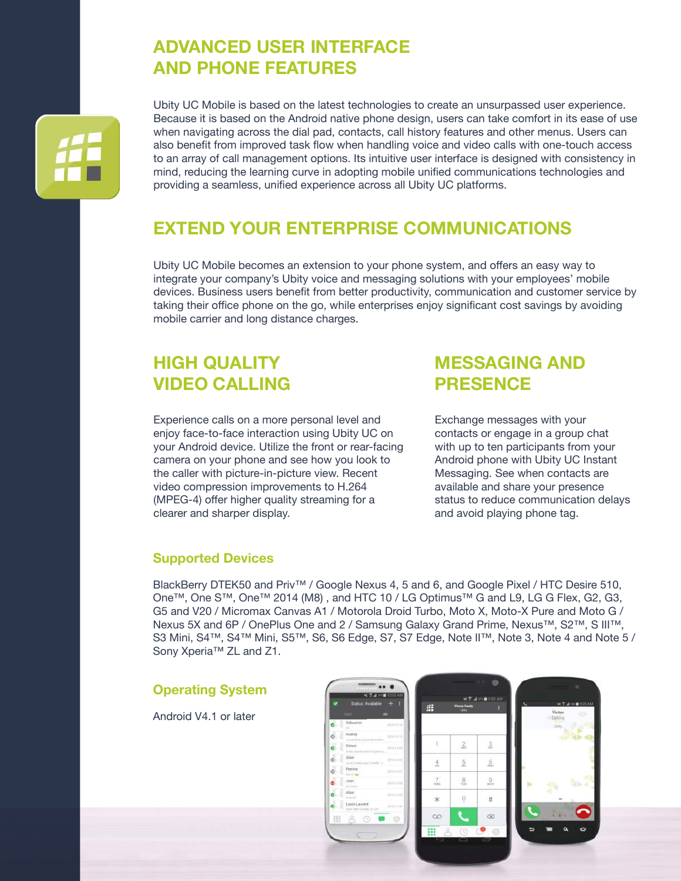## ADVANCED USER INTERFACE AND PHONE FEATURES

Ubity UC Mobile is based on the latest technologies to create an unsurpassed user experience. Because it is based on the Android native phone design, users can take comfort in its ease of use when navigating across the dial pad, contacts, call history features and other menus. Users can also benefit from improved task flow when handling voice and video calls with one-touch access to an array of call management options. Its intuitive user interface is designed with consistency in mind, reducing the learning curve in adopting mobile unified communications technologies and providing a seamless, unified experience across all Ubity UC platforms.

## EXTEND YOUR ENTERPRISE COMMUNICATIONS

Ubity UC Mobile becomes an extension to your phone system, and offers an easy way to integrate your company's Ubity voice and messaging solutions with your employees' mobile devices. Business users benefit from better productivity, communication and customer service by taking their office phone on the go, while enterprises enjoy significant cost savings by avoiding mobile carrier and long distance charges.

## HIGH QUALITY VIDEO CALLING

Experience calls on a more personal level and enjoy face-to-face interaction using Ubity UC on your Android device. Utilize the front or rear-facing camera on your phone and see how you look to the caller with picture-in-picture view. Recent video compression improvements to H.264 (MPEG-4) offer higher quality streaming for a clearer and sharper display.

## MESSAGING AND PRESENCE

Exchange messages with your contacts or engage in a group chat with up to ten participants from your Android phone with Ubity UC Instant Messaging. See when contacts are available and share your presence status to reduce communication delays and avoid playing phone tag.

### Supported Devices

BlackBerry DTEK50 and Priv™ / Google Nexus 4, 5 and 6, and Google Pixel / HTC Desire 510, One™, One S™, One™ 2014 (M8) , and HTC 10 / LG Optimus™ G and L9, LG G Flex, G2, G3, G5 and V20 / Micromax Canvas A1 / Motorola Droid Turbo, Moto X, Moto-X Pure and Moto G / Nexus 5X and 6P / OnePlus One and 2 / Samsung Galaxy Grand Prime, Nexus™, S2™, S III™, S3 Mini, S4™, S4™ Mini, S5™, S6, S6 Edge, S7, S7 Edge, Note II™, Note 3, Note 4 and Note 5 / Sony Xperia™ ZL and Z1.

### Operating System

Android V4.1 or later